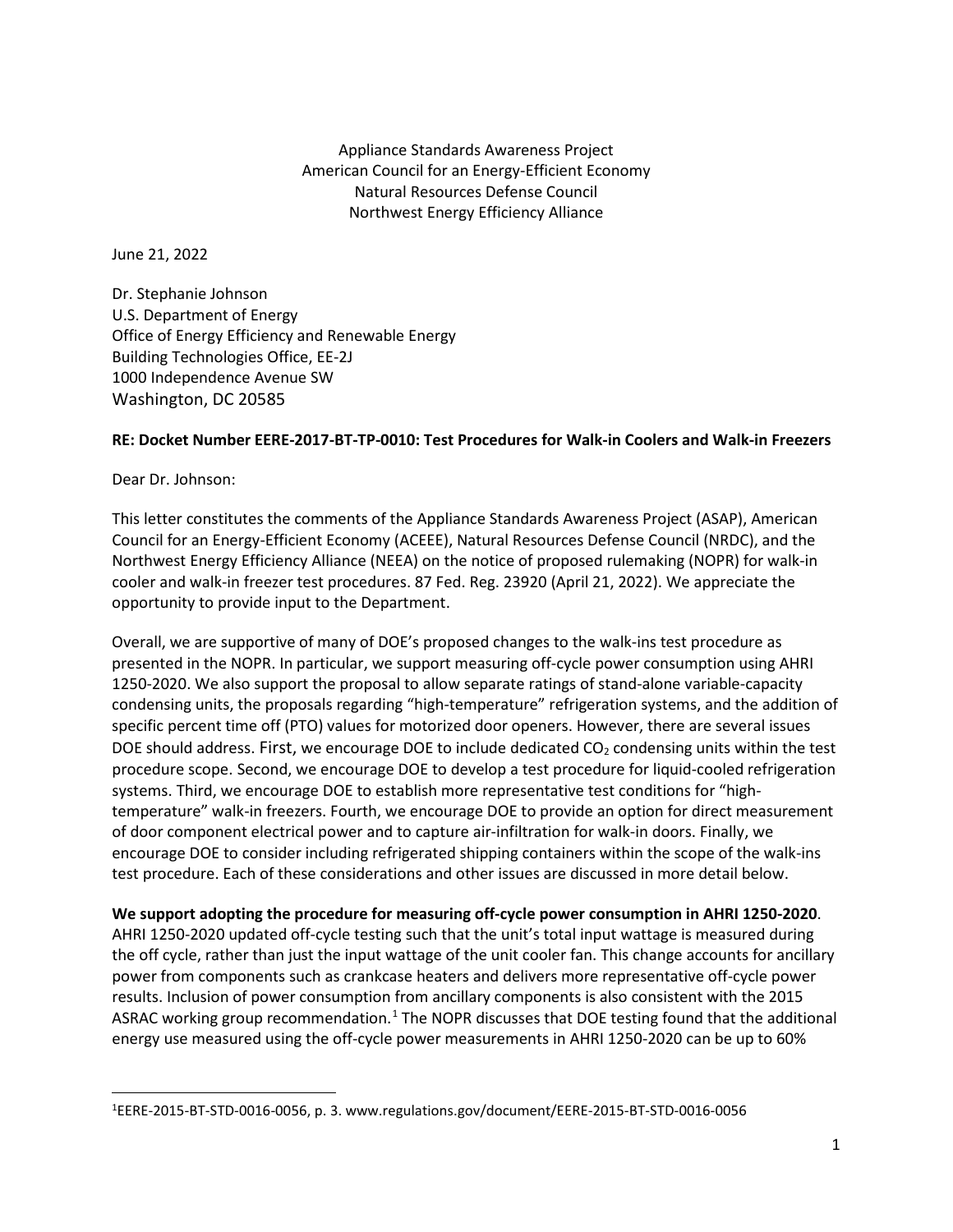Appliance Standards Awareness Project
American Council for an Energy-Efficient Economy
Natural Resources Defense Council
Northwest Energy Efficiency Alliance

June 21, 2022

Dr. Stephanie Johnson
U.S. Department of Energy
Office of Energy Efficiency and Renewable Energy
Building Technologies Office, EE-2J
1000 Independence Avenue SW
Washington, DC 20585

**RE: Docket Number EERE-2017-BT-TP-0010: Test Procedures for Walk-in Coolers and Walk-in Freezers**

Dear Dr. Johnson:

This letter constitutes the comments of the Appliance Standards Awareness Project (ASAP), American Council for an Energy-Efficient Economy (ACEEE), Natural Resources Defense Council (NRDC), and the Northwest Energy Efficiency Alliance (NEEA) on the notice of proposed rulemaking (NOPR) for walk-in cooler and walk-in freezer test procedures. 87 Fed. Reg. 23920 (April 21, 2022). We appreciate the opportunity to provide input to the Department.

Overall, we are supportive of many of DOE's proposed changes to the walk-ins test procedure as presented in the NOPR. In particular, we support measuring off-cycle power consumption using AHRI 1250-2020. We also support the proposal to allow separate ratings of stand-alone variable-capacity condensing units, the proposals regarding "high-temperature" refrigeration systems, and the addition of specific percent time off (PTO) values for motorized door openers. However, there are several issues DOE should address. First, we encourage DOE to include dedicated $CO_2$ condensing units within the test procedure scope. Second, we encourage DOE to develop a test procedure for liquid-cooled refrigeration systems. Third, we encourage DOE to establish more representative test conditions for "high-temperature" walk-in freezers. Fourth, we encourage DOE to provide an option for direct measurement of door component electrical power and to capture air-infiltration for walk-in doors. Finally, we encourage DOE to consider including refrigerated shipping containers within the scope of the walk-ins test procedure. Each of these considerations and other issues are discussed in more detail below.

**We support adopting the procedure for measuring off-cycle power consumption in AHRI 1250-2020**. AHRI 1250-2020 updated off-cycle testing such that the unit's total input wattage is measured during the off cycle, rather than just the input wattage of the unit cooler fan. This change accounts for ancillary power from components such as crankcase heaters and delivers more representative off-cycle power results. Inclusion of power consumption from ancillary components is also consistent with the 2015 ASRAC working group recommendation.[1] The NOPR discusses that DOE testing found that the additional energy use measured using the off-cycle power measurements in AHRI 1250-2020 can be up to 60%

[1]EERE-2015-BT-STD-0016-0056, p. 3. www.regulations.gov/document/EERE-2015-BT-STD-0016-0056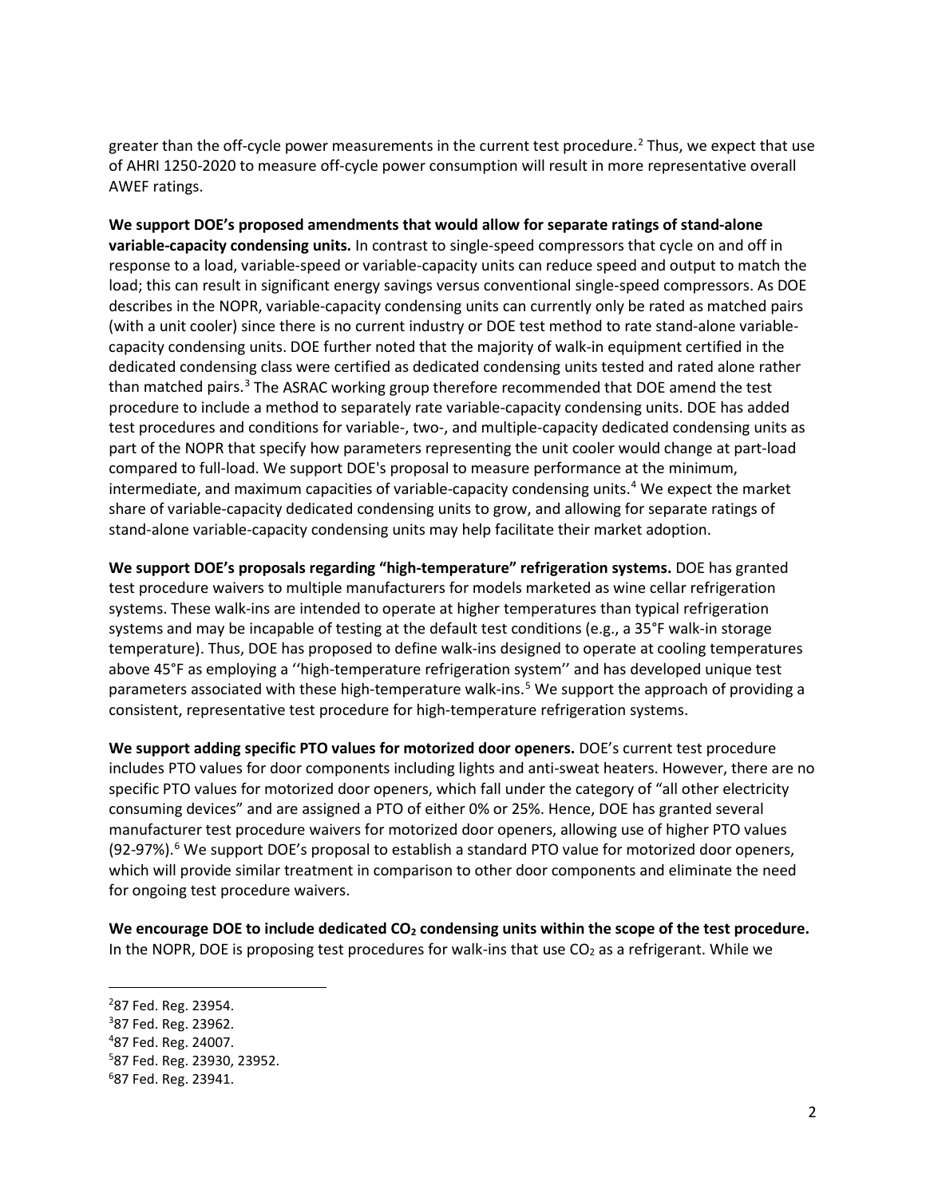greater than the off-cycle power measurements in the current test procedure.[2] Thus, we expect that use of AHRI 1250-2020 to measure off-cycle power consumption will result in more representative overall AWEF ratings.

**We support DOE's proposed amendments that would allow for separate ratings of stand-alone variable-capacity condensing units.** In contrast to single-speed compressors that cycle on and off in response to a load, variable-speed or variable-capacity units can reduce speed and output to match the load; this can result in significant energy savings versus conventional single-speed compressors. As DOE describes in the NOPR, variable-capacity condensing units can currently only be rated as matched pairs (with a unit cooler) since there is no current industry or DOE test method to rate stand-alone variable-capacity condensing units. DOE further noted that the majority of walk-in equipment certified in the dedicated condensing class were certified as dedicated condensing units tested and rated alone rather than matched pairs.[3] The ASRAC working group therefore recommended that DOE amend the test procedure to include a method to separately rate variable-capacity condensing units. DOE has added test procedures and conditions for variable-, two-, and multiple-capacity dedicated condensing units as part of the NOPR that specify how parameters representing the unit cooler would change at part-load compared to full-load. We support DOE's proposal to measure performance at the minimum, intermediate, and maximum capacities of variable-capacity condensing units.[4] We expect the market share of variable-capacity dedicated condensing units to grow, and allowing for separate ratings of stand-alone variable-capacity condensing units may help facilitate their market adoption.

**We support DOE's proposals regarding "high-temperature" refrigeration systems.** DOE has granted test procedure waivers to multiple manufacturers for models marketed as wine cellar refrigeration systems. These walk-ins are intended to operate at higher temperatures than typical refrigeration systems and may be incapable of testing at the default test conditions (e.g., a 35°F walk-in storage temperature). Thus, DOE has proposed to define walk-ins designed to operate at cooling temperatures above 45°F as employing a ''high-temperature refrigeration system'' and has developed unique test parameters associated with these high-temperature walk-ins.[5] We support the approach of providing a consistent, representative test procedure for high-temperature refrigeration systems.

**We support adding specific PTO values for motorized door openers.** DOE's current test procedure includes PTO values for door components including lights and anti-sweat heaters. However, there are no specific PTO values for motorized door openers, which fall under the category of "all other electricity consuming devices" and are assigned a PTO of either 0% or 25%. Hence, DOE has granted several manufacturer test procedure waivers for motorized door openers, allowing use of higher PTO values (92-97%).[6] We support DOE's proposal to establish a standard PTO value for motorized door openers, which will provide similar treatment in comparison to other door components and eliminate the need for ongoing test procedure waivers.

**We encourage DOE to include dedicated $CO_2$ condensing units within the scope of the test procedure.** In the NOPR, DOE is proposing test procedures for walk-ins that use $CO_2$ as a refrigerant. While we

---

[2] 87 Fed. Reg. 23954.

[3] 87 Fed. Reg. 23962.

[4] 87 Fed. Reg. 24007.

[5] 87 Fed. Reg. 23930, 23952.

[6] 87 Fed. Reg. 23941.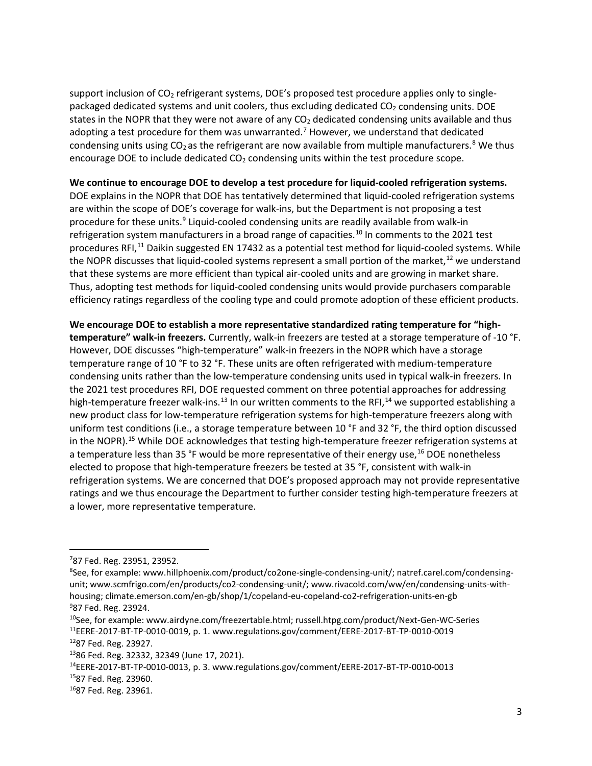support inclusion of $CO_2$ refrigerant systems, DOE's proposed test procedure applies only to single-packaged dedicated systems and unit coolers, thus excluding dedicated $CO_2$ condensing units. DOE states in the NOPR that they were not aware of any $CO_2$ dedicated condensing units available and thus adopting a test procedure for them was unwarranted.[7] However, we understand that dedicated condensing units using $CO_2$ as the refrigerant are now available from multiple manufacturers.[8] We thus encourage DOE to include dedicated $CO_2$ condensing units within the test procedure scope.

**We continue to encourage DOE to develop a test procedure for liquid-cooled refrigeration systems.** DOE explains in the NOPR that DOE has tentatively determined that liquid-cooled refrigeration systems are within the scope of DOE's coverage for walk-ins, but the Department is not proposing a test procedure for these units.[9] Liquid-cooled condensing units are readily available from walk-in refrigeration system manufacturers in a broad range of capacities.[10] In comments to the 2021 test procedures RFI,[11] Daikin suggested EN 17432 as a potential test method for liquid-cooled systems. While the NOPR discusses that liquid-cooled systems represent a small portion of the market,[12] we understand that these systems are more efficient than typical air-cooled units and are growing in market share. Thus, adopting test methods for liquid-cooled condensing units would provide purchasers comparable efficiency ratings regardless of the cooling type and could promote adoption of these efficient products.

**We encourage DOE to establish a more representative standardized rating temperature for "high-temperature" walk-in freezers.** Currently, walk-in freezers are tested at a storage temperature of -10 °F. However, DOE discusses "high-temperature" walk-in freezers in the NOPR which have a storage temperature range of 10 °F to 32 °F. These units are often refrigerated with medium-temperature condensing units rather than the low-temperature condensing units used in typical walk-in freezers. In the 2021 test procedures RFI, DOE requested comment on three potential approaches for addressing high-temperature freezer walk-ins.[13] In our written comments to the RFI,[14] we supported establishing a new product class for low-temperature refrigeration systems for high-temperature freezers along with uniform test conditions (i.e., a storage temperature between 10 °F and 32 °F, the third option discussed in the NOPR).[15] While DOE acknowledges that testing high-temperature freezer refrigeration systems at a temperature less than 35 °F would be more representative of their energy use,[16] DOE nonetheless elected to propose that high-temperature freezers be tested at 35 °F, consistent with walk-in refrigeration systems. We are concerned that DOE's proposed approach may not provide representative ratings and we thus encourage the Department to further consider testing high-temperature freezers at a lower, more representative temperature.

---

[7] 87 Fed. Reg. 23951, 23952.

[8] See, for example: www.hillphoenix.com/product/co2one-single-condensing-unit/; natref.carel.com/condensing-unit; www.scmfrigo.com/en/products/co2-condensing-unit/; www.rivacold.com/ww/en/condensing-units-with-housing; climate.emerson.com/en-gb/shop/1/copeland-eu-copeland-co2-refrigeration-units-en-gb

[9] 87 Fed. Reg. 23924.

[10] See, for example: www.airdyne.com/freezertable.html; russell.htpg.com/product/Next-Gen-WC-Series

[11] EERE-2017-BT-TP-0010-0019, p. 1. www.regulations.gov/comment/EERE-2017-BT-TP-0010-0019

[12] 87 Fed. Reg. 23927.

[13] 86 Fed. Reg. 32332, 32349 (June 17, 2021).

[14] EERE-2017-BT-TP-0010-0013, p. 3. www.regulations.gov/comment/EERE-2017-BT-TP-0010-0013

[15] 87 Fed. Reg. 23960.

[16] 87 Fed. Reg. 23961.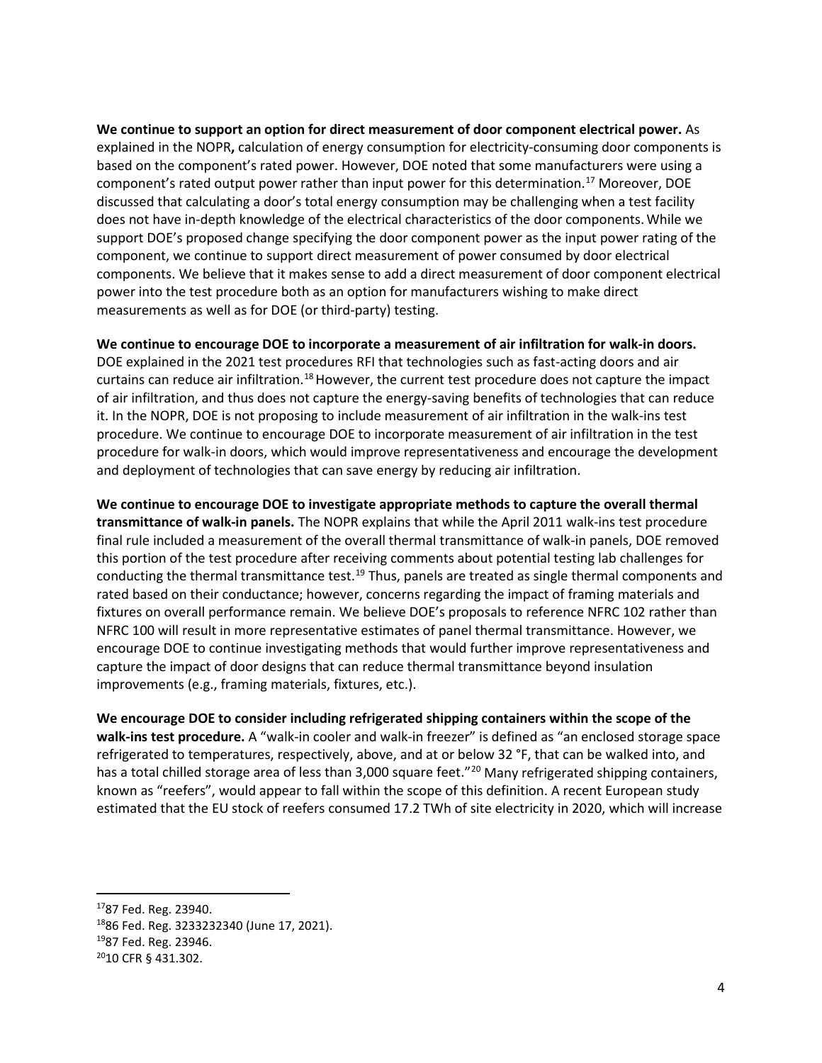**We continue to support an option for direct measurement of door component electrical power.** As explained in the NOPR**,** calculation of energy consumption for electricity-consuming door components is based on the component's rated power. However, DOE noted that some manufacturers were using a component's rated output power rather than input power for this determination.[17] Moreover, DOE discussed that calculating a door's total energy consumption may be challenging when a test facility does not have in-depth knowledge of the electrical characteristics of the door components. While we support DOE's proposed change specifying the door component power as the input power rating of the component, we continue to support direct measurement of power consumed by door electrical components. We believe that it makes sense to add a direct measurement of door component electrical power into the test procedure both as an option for manufacturers wishing to make direct measurements as well as for DOE (or third-party) testing.

**We continue to encourage DOE to incorporate a measurement of air infiltration for walk-in doors.** DOE explained in the 2021 test procedures RFI that technologies such as fast-acting doors and air curtains can reduce air infiltration.[18] However, the current test procedure does not capture the impact of air infiltration, and thus does not capture the energy-saving benefits of technologies that can reduce it. In the NOPR, DOE is not proposing to include measurement of air infiltration in the walk-ins test procedure. We continue to encourage DOE to incorporate measurement of air infiltration in the test procedure for walk-in doors, which would improve representativeness and encourage the development and deployment of technologies that can save energy by reducing air infiltration.

**We continue to encourage DOE to investigate appropriate methods to capture the overall thermal transmittance of walk-in panels.** The NOPR explains that while the April 2011 walk-ins test procedure final rule included a measurement of the overall thermal transmittance of walk-in panels, DOE removed this portion of the test procedure after receiving comments about potential testing lab challenges for conducting the thermal transmittance test.[19] Thus, panels are treated as single thermal components and rated based on their conductance; however, concerns regarding the impact of framing materials and fixtures on overall performance remain. We believe DOE's proposals to reference NFRC 102 rather than NFRC 100 will result in more representative estimates of panel thermal transmittance. However, we encourage DOE to continue investigating methods that would further improve representativeness and capture the impact of door designs that can reduce thermal transmittance beyond insulation improvements (e.g., framing materials, fixtures, etc.).

**We encourage DOE to consider including refrigerated shipping containers within the scope of the walk-ins test procedure.** A "walk-in cooler and walk-in freezer" is defined as "an enclosed storage space refrigerated to temperatures, respectively, above, and at or below 32 °F, that can be walked into, and has a total chilled storage area of less than 3,000 square feet."[20] Many refrigerated shipping containers, known as "reefers", would appear to fall within the scope of this definition. A recent European study estimated that the EU stock of reefers consumed 17.2 TWh of site electricity in 2020, which will increase

---

[17] 87 Fed. Reg. 23940.

[18] 86 Fed. Reg. 3233232340 (June 17, 2021).

[19] 87 Fed. Reg. 23946.

[20] 10 CFR § 431.302.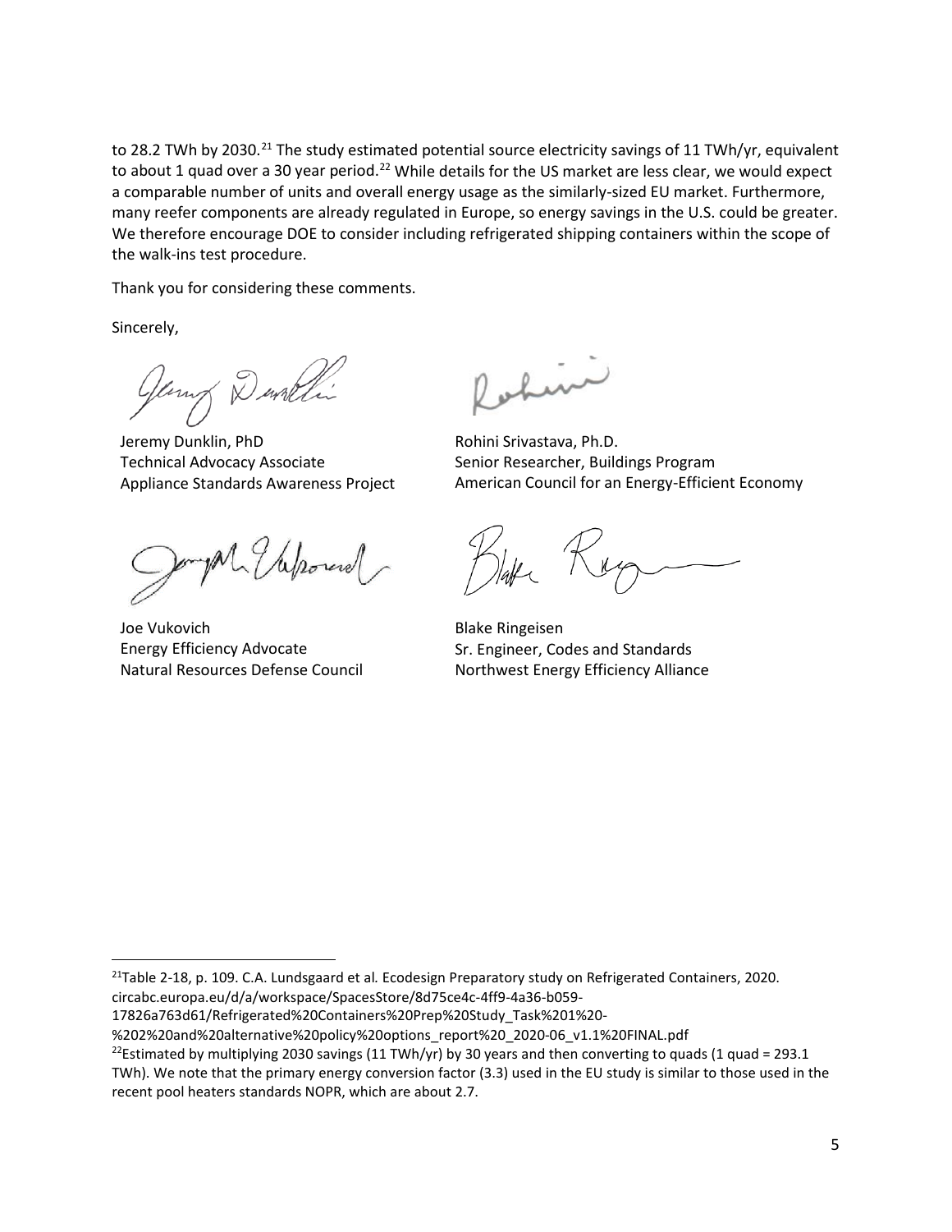to 28.2 TWh by 2030.[21] The study estimated potential source electricity savings of 11 TWh/yr, equivalent to about 1 quad over a 30 year period.[22] While details for the US market are less clear, we would expect a comparable number of units and overall energy usage as the similarly-sized EU market. Furthermore, many reefer components are already regulated in Europe, so energy savings in the U.S. could be greater. We therefore encourage DOE to consider including refrigerated shipping containers within the scope of the walk-ins test procedure.

Thank you for considering these comments.

Sincerely,

Jeremy Dunklin, PhD
Technical Advocacy Associate
Appliance Standards Awareness Project

Rohini Srivastava, Ph.D.
Senior Researcher, Buildings Program
American Council for an Energy-Efficient Economy

Joe Vukovich
Energy Efficiency Advocate
Natural Resources Defense Council

Blake Ringeisen
Sr. Engineer, Codes and Standards
Northwest Energy Efficiency Alliance

---

[21] Table 2-18, p. 109. C.A. Lundsgaard et al. Ecodesign Preparatory study on Refrigerated Containers, 2020. circabc.europa.eu/d/a/workspace/SpacesStore/8d75ce4c-4ff9-4a36-b059-17826a763d61/Refrigerated%20Containers%20Prep%20Study_Task%201%20-%202%20and%20alternative%20policy%20options_report%20_2020-06_v1.1%20FINAL.pdf

[22] Estimated by multiplying 2030 savings (11 TWh/yr) by 30 years and then converting to quads (1 quad = 293.1 TWh). We note that the primary energy conversion factor (3.3) used in the EU study is similar to those used in the recent pool heaters standards NOPR, which are about 2.7.